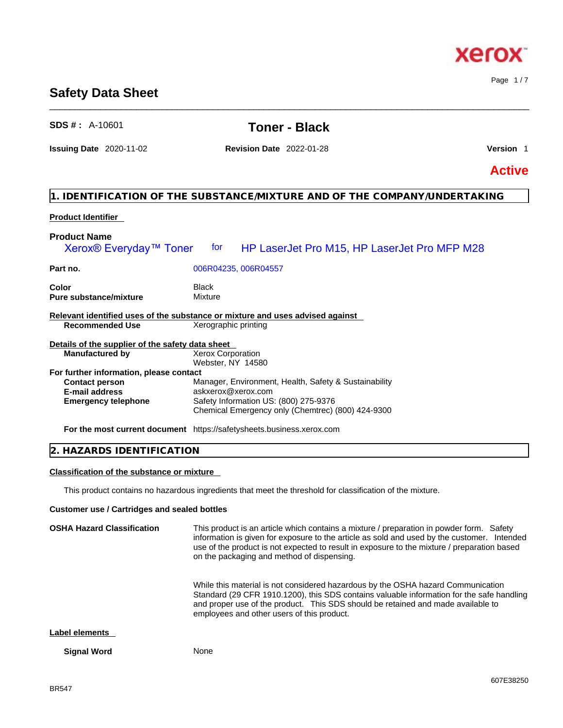# Safety Data Sheet

**SDS # :** A-10601

## Toner - Black

**Issuing Date** 2020-11-02 **Revision Date** 2022-01-28 **Version** 1

**Active**

## 1. IDENTIFICATION OF THE SUBSTANCE/MIXTURE AND OF THE COMPANY/UNDERTAKING

**Product Identifier**

**Product Name**
Xerox® Everyday™ Toner for HP LaserJet Pro M15, HP LaserJet Pro MFP M28

| | |
|---|---|
| **Part no.** | 006R04235, 006R04557 |
| **Color** | Black |
| **Pure substance/mixture** | Mixture |

**Relevant identified uses of the substance or mixture and uses advised against**

| | |
|---|---|
| **Recommended Use** | Xerographic printing |

**Details of the supplier of the safety data sheet**

| | |
|---|---|
| **Manufactured by** | Xerox Corporation<br>Webster, NY 14580 |

**For further information, please contact**

| | |
|---|---|
| **Contact person** | Manager, Environment, Health, Safety & Sustainability |
| **E-mail address** | askxerox@xerox.com |
| **Emergency telephone** | Safety Information US: (800) 275-9376<br>Chemical Emergency only (Chemtrec) (800) 424-9300 |
| **For the most current document** | https://safetysheets.business.xerox.com |

## 2. HAZARDS IDENTIFICATION

**Classification of the substance or mixture**

This product contains no hazardous ingredients that meet the threshold for classification of the mixture.

**Customer use / Cartridges and sealed bottles**

**OSHA Hazard Classification**

This product is an article which contains a mixture / preparation in powder form. Safety information is given for exposure to the article as sold and used by the customer. Intended use of the product is not expected to result in exposure to the mixture / preparation based on the packaging and method of dispensing.

While this material is not considered hazardous by the OSHA hazard Communication Standard (29 CFR 1910.1200), this SDS contains valuable information for the safe handling and proper use of the product. This SDS should be retained and made available to employees and other users of this product.

**Label elements**

| | |
|---|---|
| **Signal Word** | None |

BR547

607E38250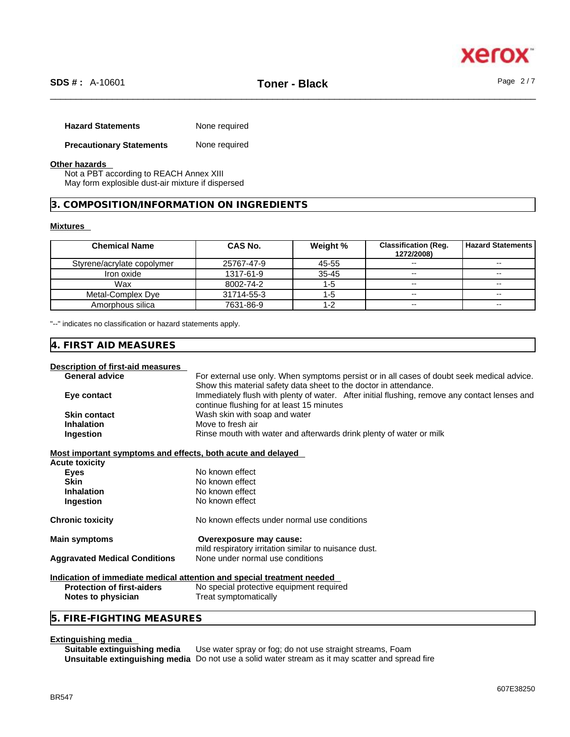**Hazard Statements** None required

**Precautionary Statements** None required

**Other hazards**

Not a PBT according to REACH Annex XIII
May form explosible dust-air mixture if dispersed

## 3. COMPOSITION/INFORMATION ON INGREDIENTS

**Mixtures**

| Chemical Name | CAS No. | Weight % | Classification (Reg. 1272/2008) | Hazard Statements |
|---|---|---|---|---|
| Styrene/acrylate copolymer | 25767-47-9 | 45-55 | -- | -- |
| Iron oxide | 1317-61-9 | 35-45 | -- | -- |
| Wax | 8002-74-2 | 1-5 | -- | -- |
| Metal-Complex Dye | 31714-55-3 | 1-5 | -- | -- |
| Amorphous silica | 7631-86-9 | 1-2 | -- | -- |

"--" indicates no classification or hazard statements apply.

## 4. FIRST AID MEASURES

**Description of first-aid measures**

**General advice** For external use only. When symptoms persist or in all cases of doubt seek medical advice. Show this material safety data sheet to the doctor in attendance.

**Eye contact** Immediately flush with plenty of water. After initial flushing, remove any contact lenses and continue flushing for at least 15 minutes

**Skin contact** Wash skin with soap and water

**Inhalation** Move to fresh air

**Ingestion** Rinse mouth with water and afterwards drink plenty of water or milk

**Most important symptoms and effects, both acute and delayed**

**Acute toxicity**

**Eyes** No known effect

**Skin** No known effect

**Inhalation** No known effect

**Ingestion** No known effect

**Chronic toxicity** No known effects under normal use conditions

**Main symptoms** **Overexposure may cause:**
mild respiratory irritation similar to nuisance dust.

**Aggravated Medical Conditions** None under normal use conditions

**Indication of immediate medical attention and special treatment needed**

**Protection of first-aiders** No special protective equipment required

**Notes to physician** Treat symptomatically

## 5. FIRE-FIGHTING MEASURES

**Extinguishing media**

**Suitable extinguishing media** Use water spray or fog; do not use straight streams, Foam

**Unsuitable extinguishing media** Do not use a solid water stream as it may scatter and spread fire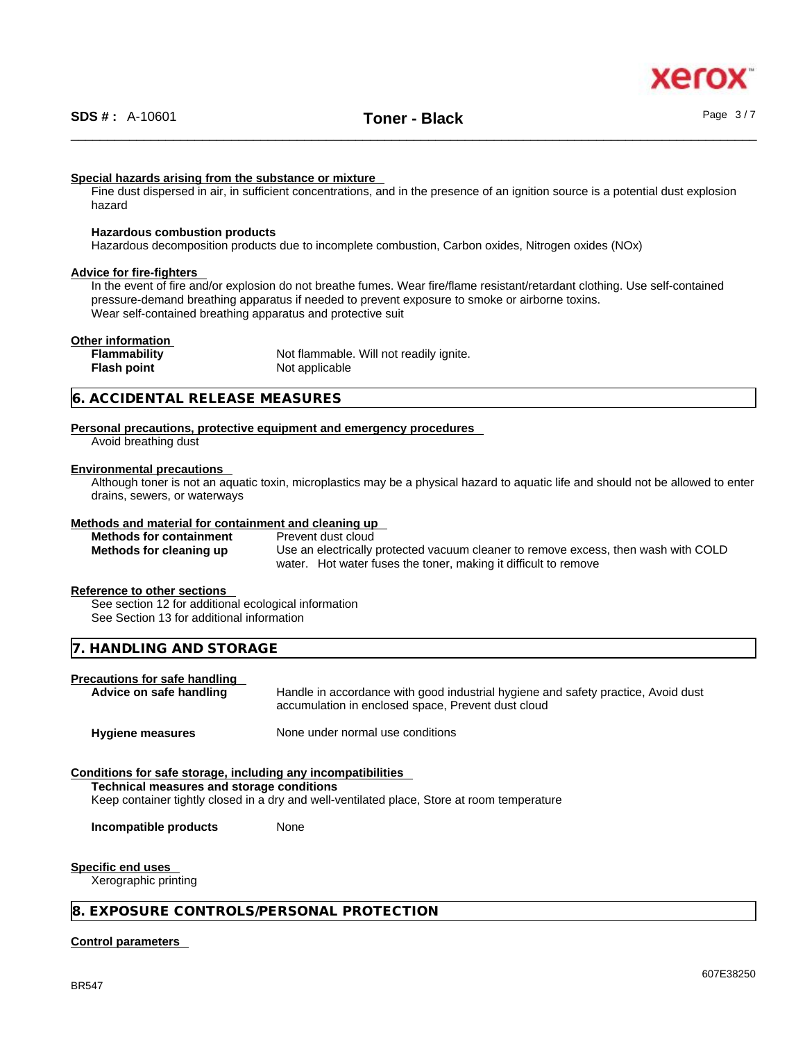#### Special hazards arising from the substance or mixture

Fine dust dispersed in air, in sufficient concentrations, and in the presence of an ignition source is a potential dust explosion hazard

**Hazardous combustion products**

Hazardous decomposition products due to incomplete combustion, Carbon oxides, Nitrogen oxides (NOx)

#### Advice for fire-fighters

In the event of fire and/or explosion do not breathe fumes. Wear fire/flame resistant/retardant clothing. Use self-contained pressure-demand breathing apparatus if needed to prevent exposure to smoke or airborne toxins.
Wear self-contained breathing apparatus and protective suit

#### Other information

| | |
|---|---|
| **Flammability** | Not flammable. Will not readily ignite. |
| **Flash point** | Not applicable |

## 6. ACCIDENTAL RELEASE MEASURES

#### Personal precautions, protective equipment and emergency procedures

Avoid breathing dust

#### Environmental precautions

Although toner is not an aquatic toxin, microplastics may be a physical hazard to aquatic life and should not be allowed to enter drains, sewers, or waterways

#### Methods and material for containment and cleaning up

| | |
|---|---|
| **Methods for containment** | Prevent dust cloud |
| **Methods for cleaning up** | Use an electrically protected vacuum cleaner to remove excess, then wash with COLD water. Hot water fuses the toner, making it difficult to remove |

#### Reference to other sections

See section 12 for additional ecological information
See Section 13 for additional information

## 7. HANDLING AND STORAGE

#### Precautions for safe handling

| | |
|---|---|
| **Advice on safe handling** | Handle in accordance with good industrial hygiene and safety practice, Avoid dust accumulation in enclosed space, Prevent dust cloud |
| **Hygiene measures** | None under normal use conditions |

#### Conditions for safe storage, including any incompatibilities

**Technical measures and storage conditions**

Keep container tightly closed in a dry and well-ventilated place, Store at room temperature

| | |
|---|---|
| **Incompatible products** | None |

#### Specific end uses

Xerographic printing

## 8. EXPOSURE CONTROLS/PERSONAL PROTECTION

#### Control parameters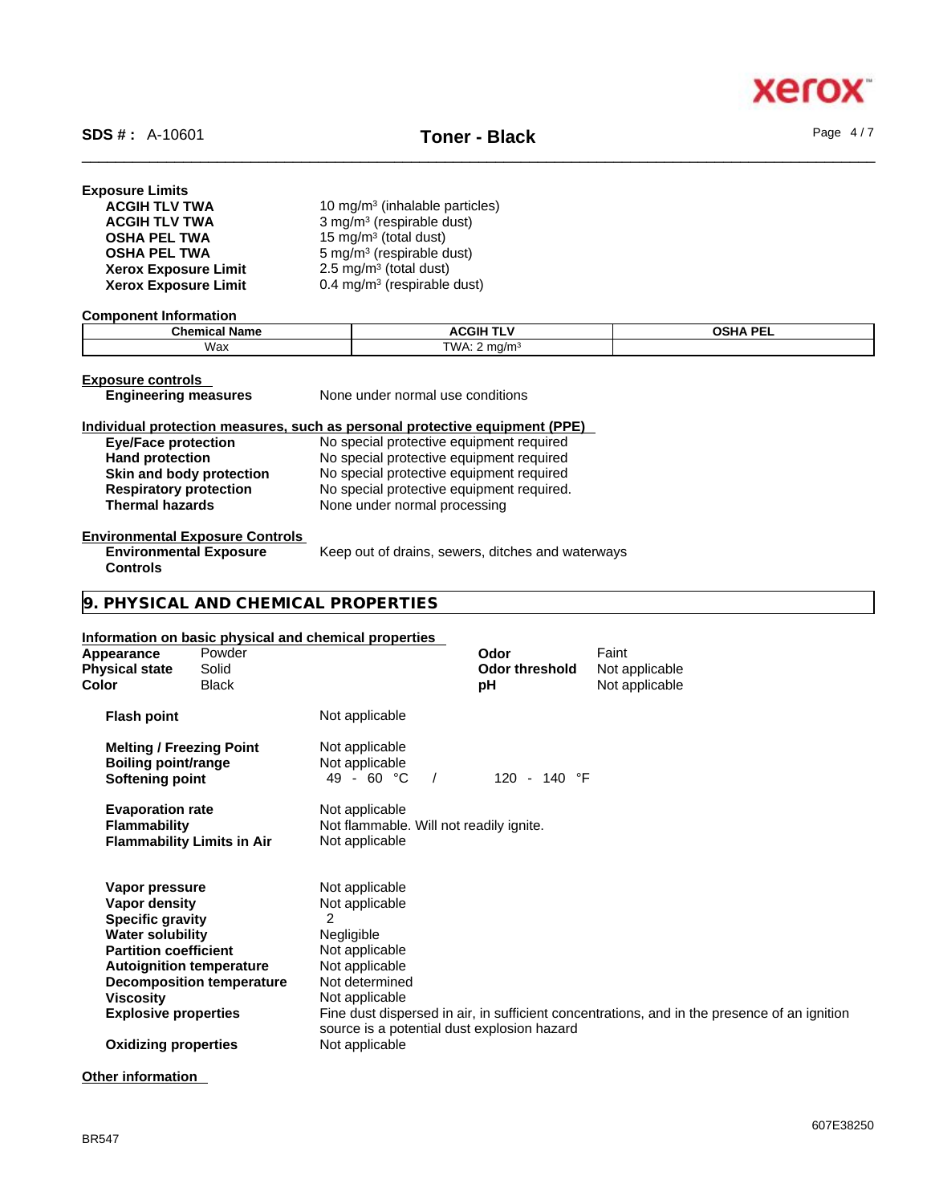**Exposure Limits**

| | |
|---|---|
| **ACGIH TLV TWA** | 10 mg/m³ (inhalable particles) |
| **ACGIH TLV TWA** | 3 mg/m³ (respirable dust) |
| **OSHA PEL TWA** | 15 mg/m³ (total dust) |
| **OSHA PEL TWA** | 5 mg/m³ (respirable dust) |
| **Xerox Exposure Limit** | 2.5 mg/m³ (total dust) |
| **Xerox Exposure Limit** | 0.4 mg/m³ (respirable dust) |

**Component Information**

| Chemical Name | ACGIH TLV | OSHA PEL |
|---|---|---|
| Wax | TWA: 2 mg/m³ | |

**Exposure controls**

**Engineering measures** None under normal use conditions

**Individual protection measures, such as personal protective equipment (PPE)**

| | |
|---|---|
| **Eye/Face protection** | No special protective equipment required |
| **Hand protection** | No special protective equipment required |
| **Skin and body protection** | No special protective equipment required |
| **Respiratory protection** | No special protective equipment required. |
| **Thermal hazards** | None under normal processing |

**Environmental Exposure Controls**

**Environmental Exposure Controls** Keep out of drains, sewers, ditches and waterways

## 9. PHYSICAL AND CHEMICAL PROPERTIES

**Information on basic physical and chemical properties**

| | | | |
|---|---|---|---|
| **Appearance** | Powder | **Odor** | Faint |
| **Physical state** | Solid | **Odor threshold** | Not applicable |
| **Color** | Black | **pH** | Not applicable |

| | |
|---|---|
| **Flash point** | Not applicable |
| **Melting / Freezing Point** | Not applicable |
| **Boiling point/range** | Not applicable |
| **Softening point** | 49 - 60 °C / 120 - 140 °F |
| **Evaporation rate** | Not applicable |
| **Flammability** | Not flammable. Will not readily ignite. |
| **Flammability Limits in Air** | Not applicable |
| **Vapor pressure** | Not applicable |
| **Vapor density** | Not applicable |
| **Specific gravity** | 2 |
| **Water solubility** | Negligible |
| **Partition coefficient** | Not applicable |
| **Autoignition temperature** | Not applicable |
| **Decomposition temperature** | Not determined |
| **Viscosity** | Not applicable |
| **Explosive properties** | Fine dust dispersed in air, in sufficient concentrations, and in the presence of an ignition source is a potential dust explosion hazard |
| **Oxidizing properties** | Not applicable |

**Other information**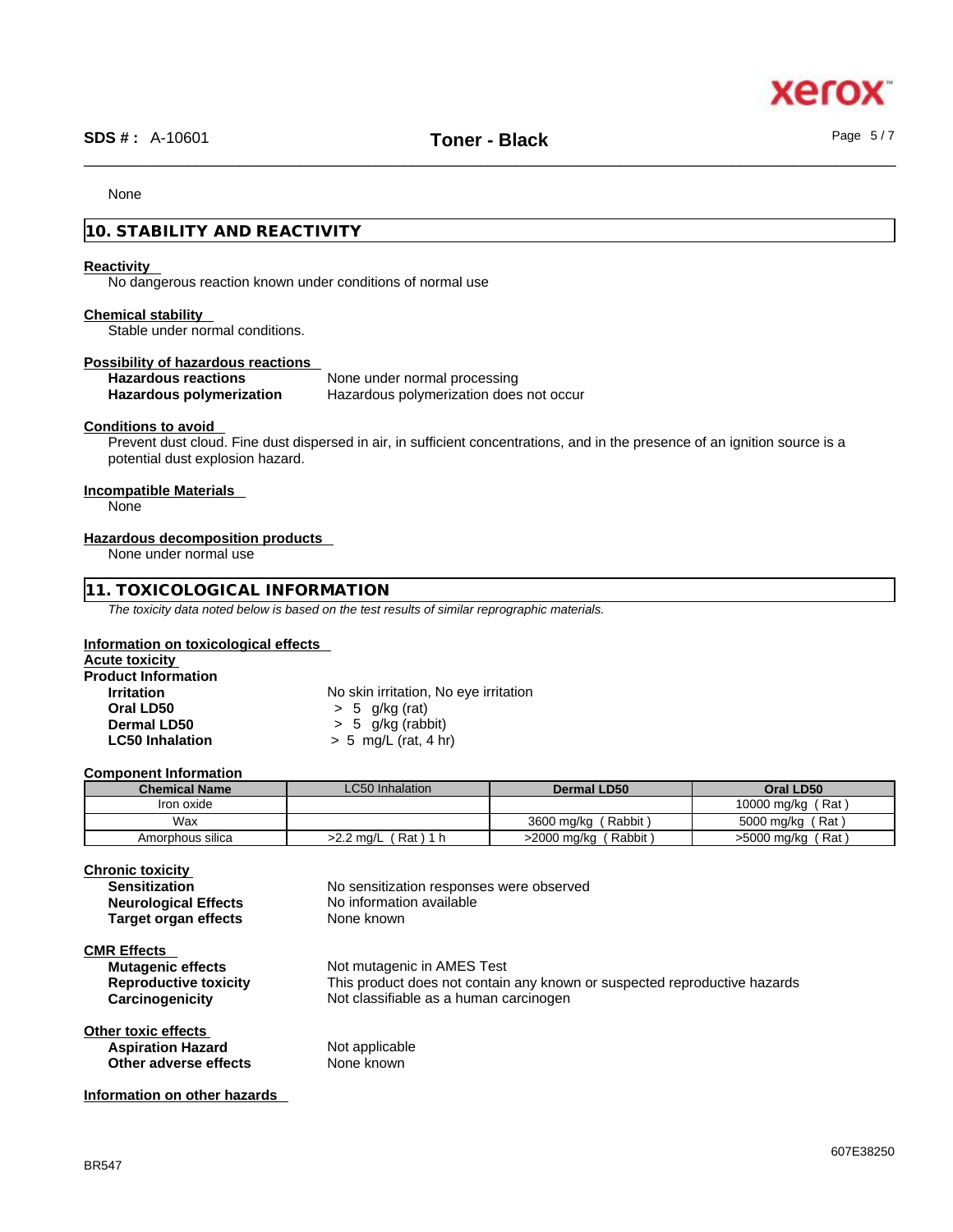None

## 10. STABILITY AND REACTIVITY

**Reactivity**

No dangerous reaction known under conditions of normal use

**Chemical stability**

Stable under normal conditions.

**Possibility of hazardous reactions**

**Hazardous reactions** None under normal processing
**Hazardous polymerization** Hazardous polymerization does not occur

**Conditions to avoid**

Prevent dust cloud. Fine dust dispersed in air, in sufficient concentrations, and in the presence of an ignition source is a potential dust explosion hazard.

**Incompatible Materials**

None

**Hazardous decomposition products**

None under normal use

## 11. TOXICOLOGICAL INFORMATION

*The toxicity data noted below is based on the test results of similar reprographic materials.*

**Information on toxicological effects**
**Acute toxicity**
**Product Information**

**Irritation** No skin irritation, No eye irritation
**Oral LD50** > 5 g/kg (rat)
**Dermal LD50** > 5 g/kg (rabbit)
**LC50 Inhalation** > 5 mg/L (rat, 4 hr)

**Component Information**

| Chemical Name | LC50 Inhalation | Dermal LD50 | Oral LD50 |
|---|---|---|---|
| Iron oxide | | | 10000 mg/kg ( Rat ) |
| Wax | | 3600 mg/kg ( Rabbit ) | 5000 mg/kg ( Rat ) |
| Amorphous silica | >2.2 mg/L ( Rat ) 1 h | >2000 mg/kg ( Rabbit ) | >5000 mg/kg ( Rat ) |

**Chronic toxicity**

**Sensitization** No sensitization responses were observed
**Neurological Effects** No information available
**Target organ effects** None known

**CMR Effects**

**Mutagenic effects** Not mutagenic in AMES Test
**Reproductive toxicity** This product does not contain any known or suspected reproductive hazards
**Carcinogenicity** Not classifiable as a human carcinogen

**Other toxic effects**

**Aspiration Hazard** Not applicable
**Other adverse effects** None known

**Information on other hazards**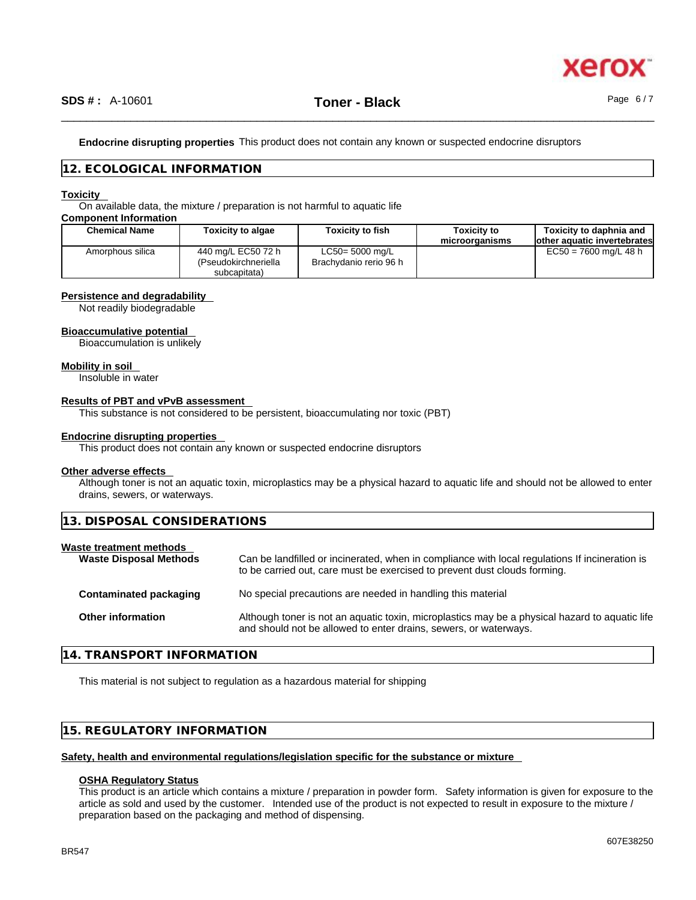**Endocrine disrupting properties** This product does not contain any known or suspected endocrine disruptors

## 12. ECOLOGICAL INFORMATION

**Toxicity**

On available data, the mixture / preparation is not harmful to aquatic life

**Component Information**

| Chemical Name | Toxicity to algae | Toxicity to fish | Toxicity to microorganisms | Toxicity to daphnia and other aquatic invertebrates |
|---|---|---|---|---|
| Amorphous silica | 440 mg/L EC50 72 h (Pseudokirchneriella subcapitata) | LC50= 5000 mg/L Brachydanio rerio 96 h | | EC50 = 7600 mg/L 48 h |

**Persistence and degradability**

Not readily biodegradable

**Bioaccumulative potential**

Bioaccumulation is unlikely

**Mobility in soil**

Insoluble in water

**Results of PBT and vPvB assessment**

This substance is not considered to be persistent, bioaccumulating nor toxic (PBT)

**Endocrine disrupting properties**

This product does not contain any known or suspected endocrine disruptors

**Other adverse effects**

Although toner is not an aquatic toxin, microplastics may be a physical hazard to aquatic life and should not be allowed to enter drains, sewers, or waterways.

## 13. DISPOSAL CONSIDERATIONS

**Waste treatment methods**

**Waste Disposal Methods** Can be landfilled or incinerated, when in compliance with local regulations If incineration is to be carried out, care must be exercised to prevent dust clouds forming.

**Contaminated packaging** No special precautions are needed in handling this material

**Other information** Although toner is not an aquatic toxin, microplastics may be a physical hazard to aquatic life and should not be allowed to enter drains, sewers, or waterways.

## 14. TRANSPORT INFORMATION

This material is not subject to regulation as a hazardous material for shipping

## 15. REGULATORY INFORMATION

**Safety, health and environmental regulations/legislation specific for the substance or mixture**

**OSHA Regulatory Status**

This product is an article which contains a mixture / preparation in powder form. Safety information is given for exposure to the article as sold and used by the customer. Intended use of the product is not expected to result in exposure to the mixture / preparation based on the packaging and method of dispensing.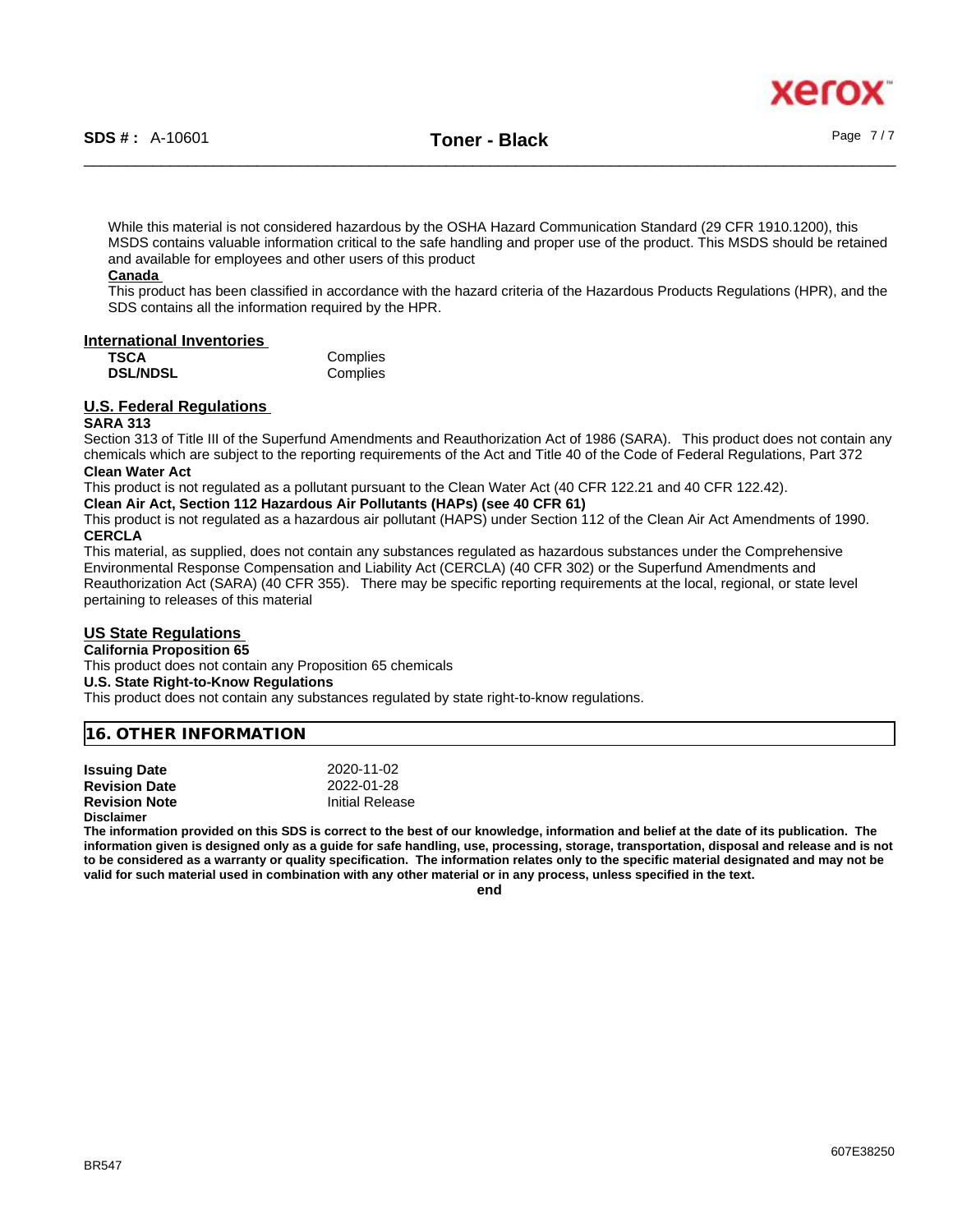While this material is not considered hazardous by the OSHA Hazard Communication Standard (29 CFR 1910.1200), this MSDS contains valuable information critical to the safe handling and proper use of the product. This MSDS should be retained and available for employees and other users of this product

**Canada**

This product has been classified in accordance with the hazard criteria of the Hazardous Products Regulations (HPR), and the SDS contains all the information required by the HPR.

## International Inventories

| | |
|---|---|
| **TSCA** | Complies |
| **DSL/NDSL** | Complies |

## U.S. Federal Regulations

**SARA 313**

Section 313 of Title III of the Superfund Amendments and Reauthorization Act of 1986 (SARA). This product does not contain any chemicals which are subject to the reporting requirements of the Act and Title 40 of the Code of Federal Regulations, Part 372

**Clean Water Act**

This product is not regulated as a pollutant pursuant to the Clean Water Act (40 CFR 122.21 and 40 CFR 122.42).

**Clean Air Act, Section 112 Hazardous Air Pollutants (HAPs) (see 40 CFR 61)**

This product is not regulated as a hazardous air pollutant (HAPS) under Section 112 of the Clean Air Act Amendments of 1990.

**CERCLA**

This material, as supplied, does not contain any substances regulated as hazardous substances under the Comprehensive Environmental Response Compensation and Liability Act (CERCLA) (40 CFR 302) or the Superfund Amendments and Reauthorization Act (SARA) (40 CFR 355). There may be specific reporting requirements at the local, regional, or state level pertaining to releases of this material

## US State Regulations

**California Proposition 65**

This product does not contain any Proposition 65 chemicals

**U.S. State Right-to-Know Regulations**

This product does not contain any substances regulated by state right-to-know regulations.

# 16. OTHER INFORMATION

| | |
|---|---|
| **Issuing Date** | 2020-11-02 |
| **Revision Date** | 2022-01-28 |
| **Revision Note** | Initial Release |

**Disclaimer**

**The information provided on this SDS is correct to the best of our knowledge, information and belief at the date of its publication. The information given is designed only as a guide for safe handling, use, processing, storage, transportation, disposal and release and is not to be considered as a warranty or quality specification. The information relates only to the specific material designated and may not be valid for such material used in combination with any other material or in any process, unless specified in the text.**

**end**